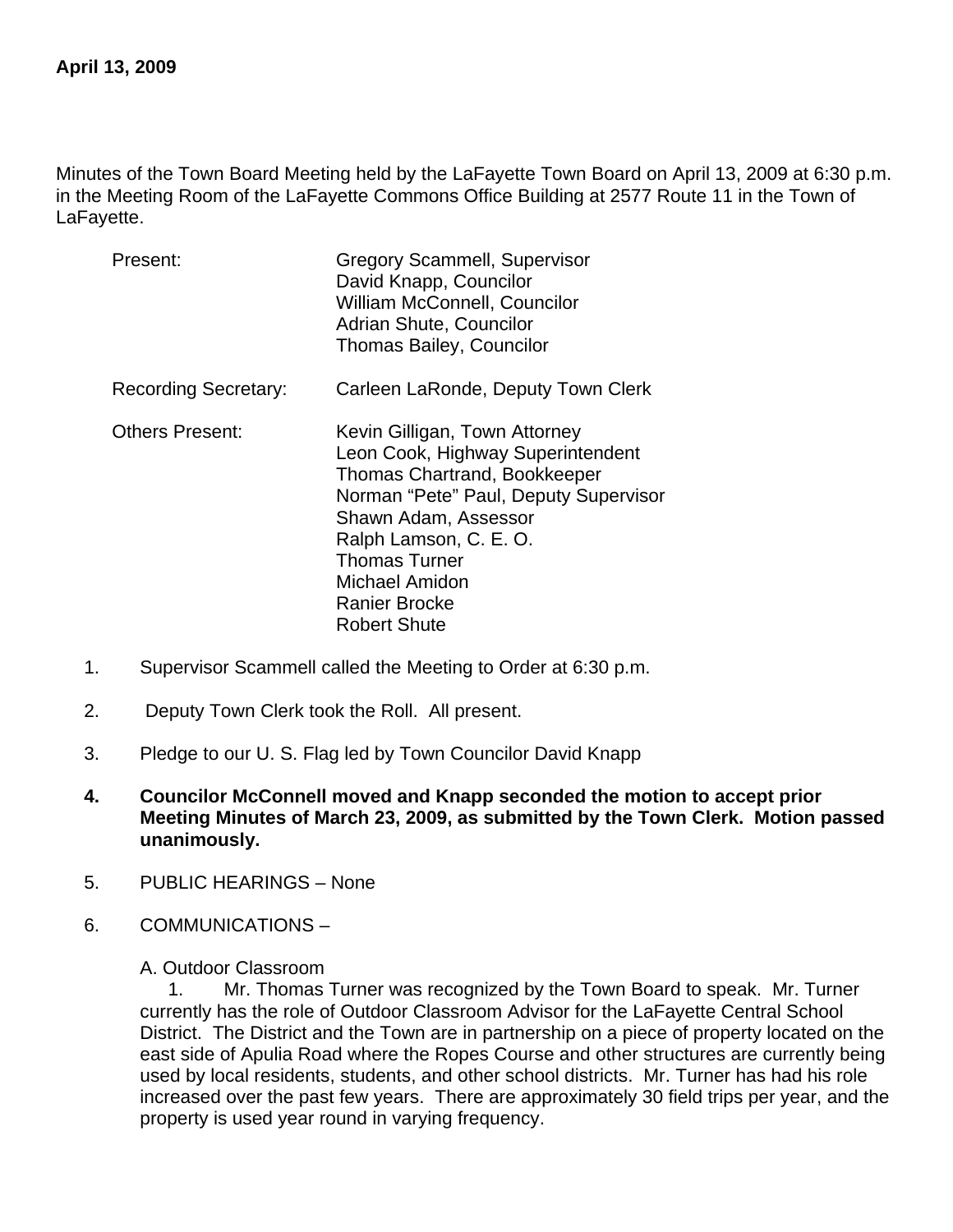**April 13, 2009**

Minutes of the Town Board Meeting held by the LaFayette Town Board on April 13, 2009 at 6:30 p.m. in the Meeting Room of the LaFayette Commons Office Building at 2577 Route 11 in the Town of LaFayette.

| | |
|---|---|
| Present: | Gregory Scammell, Supervisor<br>David Knapp, Councilor<br>William McConnell, Councilor<br>Adrian Shute, Councilor<br>Thomas Bailey, Councilor |
| Recording Secretary: | Carleen LaRonde, Deputy Town Clerk |
| Others Present: | Kevin Gilligan, Town Attorney<br>Leon Cook, Highway Superintendent<br>Thomas Chartrand, Bookkeeper<br>Norman "Pete" Paul, Deputy Supervisor<br>Shawn Adam, Assessor<br>Ralph Lamson, C. E. O.<br>Thomas Turner<br>Michael Amidon<br>Ranier Brocke<br>Robert Shute |

1. Supervisor Scammell called the Meeting to Order at 6:30 p.m.

2. Deputy Town Clerk took the Roll. All present.

3. Pledge to our U. S. Flag led by Town Councilor David Knapp

4. **Councilor McConnell moved and Knapp seconded the motion to accept prior Meeting Minutes of March 23, 2009, as submitted by the Town Clerk. Motion passed unanimously.**

5. PUBLIC HEARINGS – None

6. COMMUNICATIONS –

   A. Outdoor Classroom

   1. Mr. Thomas Turner was recognized by the Town Board to speak. Mr. Turner currently has the role of Outdoor Classroom Advisor for the LaFayette Central School District. The District and the Town are in partnership on a piece of property located on the east side of Apulia Road where the Ropes Course and other structures are currently being used by local residents, students, and other school districts. Mr. Turner has had his role increased over the past few years. There are approximately 30 field trips per year, and the property is used year round in varying frequency.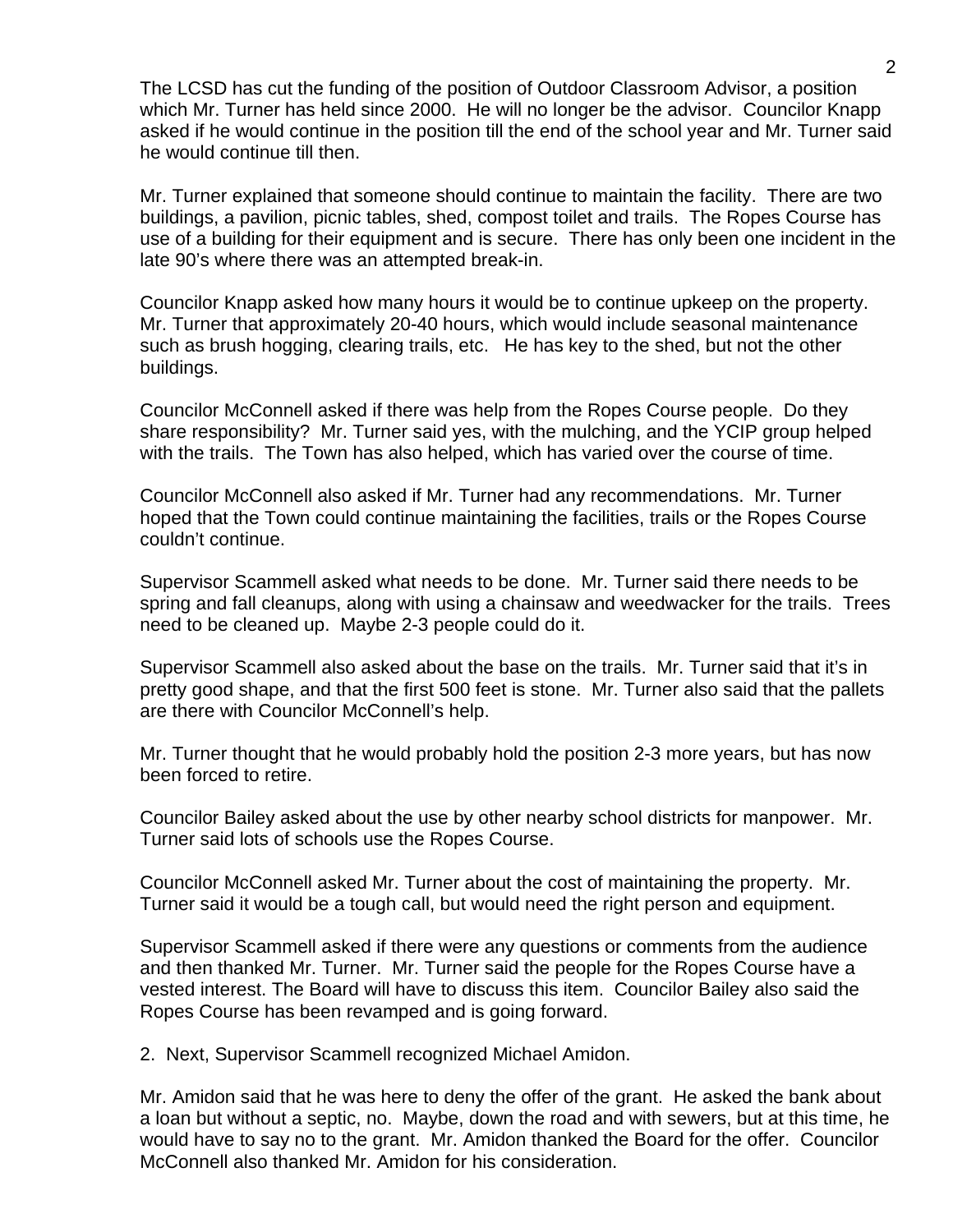The LCSD has cut the funding of the position of Outdoor Classroom Advisor, a position which Mr. Turner has held since 2000. He will no longer be the advisor. Councilor Knapp asked if he would continue in the position till the end of the school year and Mr. Turner said he would continue till then.

Mr. Turner explained that someone should continue to maintain the facility. There are two buildings, a pavilion, picnic tables, shed, compost toilet and trails. The Ropes Course has use of a building for their equipment and is secure. There has only been one incident in the late 90's where there was an attempted break-in.

Councilor Knapp asked how many hours it would be to continue upkeep on the property. Mr. Turner that approximately 20-40 hours, which would include seasonal maintenance such as brush hogging, clearing trails, etc. He has key to the shed, but not the other buildings.

Councilor McConnell asked if there was help from the Ropes Course people. Do they share responsibility? Mr. Turner said yes, with the mulching, and the YCIP group helped with the trails. The Town has also helped, which has varied over the course of time.

Councilor McConnell also asked if Mr. Turner had any recommendations. Mr. Turner hoped that the Town could continue maintaining the facilities, trails or the Ropes Course couldn't continue.

Supervisor Scammell asked what needs to be done. Mr. Turner said there needs to be spring and fall cleanups, along with using a chainsaw and weedwacker for the trails. Trees need to be cleaned up. Maybe 2-3 people could do it.

Supervisor Scammell also asked about the base on the trails. Mr. Turner said that it's in pretty good shape, and that the first 500 feet is stone. Mr. Turner also said that the pallets are there with Councilor McConnell's help.

Mr. Turner thought that he would probably hold the position 2-3 more years, but has now been forced to retire.

Councilor Bailey asked about the use by other nearby school districts for manpower. Mr. Turner said lots of schools use the Ropes Course.

Councilor McConnell asked Mr. Turner about the cost of maintaining the property. Mr. Turner said it would be a tough call, but would need the right person and equipment.

Supervisor Scammell asked if there were any questions or comments from the audience and then thanked Mr. Turner. Mr. Turner said the people for the Ropes Course have a vested interest. The Board will have to discuss this item. Councilor Bailey also said the Ropes Course has been revamped and is going forward.

2. Next, Supervisor Scammell recognized Michael Amidon.

Mr. Amidon said that he was here to deny the offer of the grant. He asked the bank about a loan but without a septic, no. Maybe, down the road and with sewers, but at this time, he would have to say no to the grant. Mr. Amidon thanked the Board for the offer. Councilor McConnell also thanked Mr. Amidon for his consideration.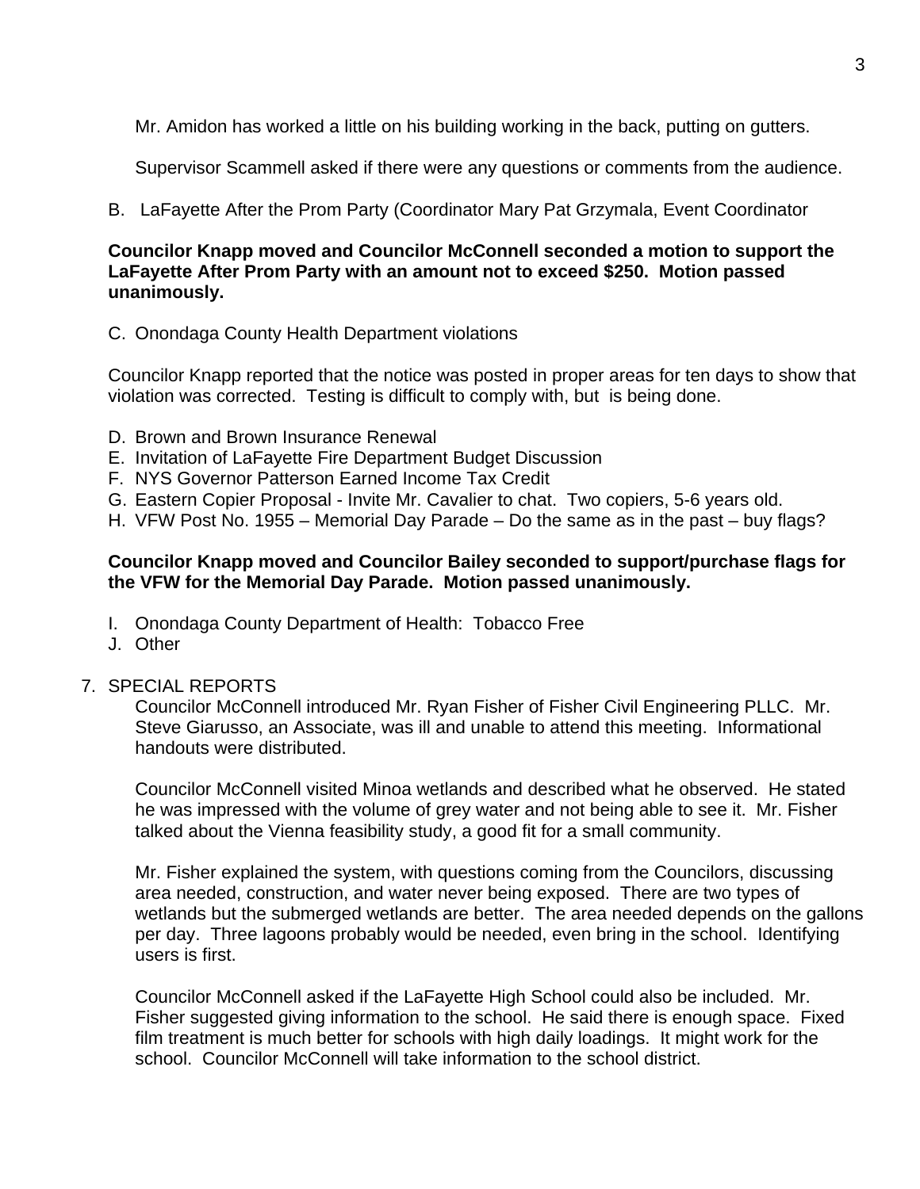Mr. Amidon has worked a little on his building working in the back, putting on gutters.

Supervisor Scammell asked if there were any questions or comments from the audience.

B. LaFayette After the Prom Party (Coordinator Mary Pat Grzymala, Event Coordinator

**Councilor Knapp moved and Councilor McConnell seconded a motion to support the LaFayette After Prom Party with an amount not to exceed $250. Motion passed unanimously.**

C. Onondaga County Health Department violations

Councilor Knapp reported that the notice was posted in proper areas for ten days to show that violation was corrected. Testing is difficult to comply with, but is being done.

D. Brown and Brown Insurance Renewal
E. Invitation of LaFayette Fire Department Budget Discussion
F. NYS Governor Patterson Earned Income Tax Credit
G. Eastern Copier Proposal - Invite Mr. Cavalier to chat. Two copiers, 5-6 years old.
H. VFW Post No. 1955 – Memorial Day Parade – Do the same as in the past – buy flags?

**Councilor Knapp moved and Councilor Bailey seconded to support/purchase flags for the VFW for the Memorial Day Parade. Motion passed unanimously.**

I. Onondaga County Department of Health: Tobacco Free
J. Other

7. SPECIAL REPORTS

   Councilor McConnell introduced Mr. Ryan Fisher of Fisher Civil Engineering PLLC. Mr. Steve Giarusso, an Associate, was ill and unable to attend this meeting. Informational handouts were distributed.

   Councilor McConnell visited Minoa wetlands and described what he observed. He stated he was impressed with the volume of grey water and not being able to see it. Mr. Fisher talked about the Vienna feasibility study, a good fit for a small community.

   Mr. Fisher explained the system, with questions coming from the Councilors, discussing area needed, construction, and water never being exposed. There are two types of wetlands but the submerged wetlands are better. The area needed depends on the gallons per day. Three lagoons probably would be needed, even bring in the school. Identifying users is first.

   Councilor McConnell asked if the LaFayette High School could also be included. Mr. Fisher suggested giving information to the school. He said there is enough space. Fixed film treatment is much better for schools with high daily loadings. It might work for the school. Councilor McConnell will take information to the school district.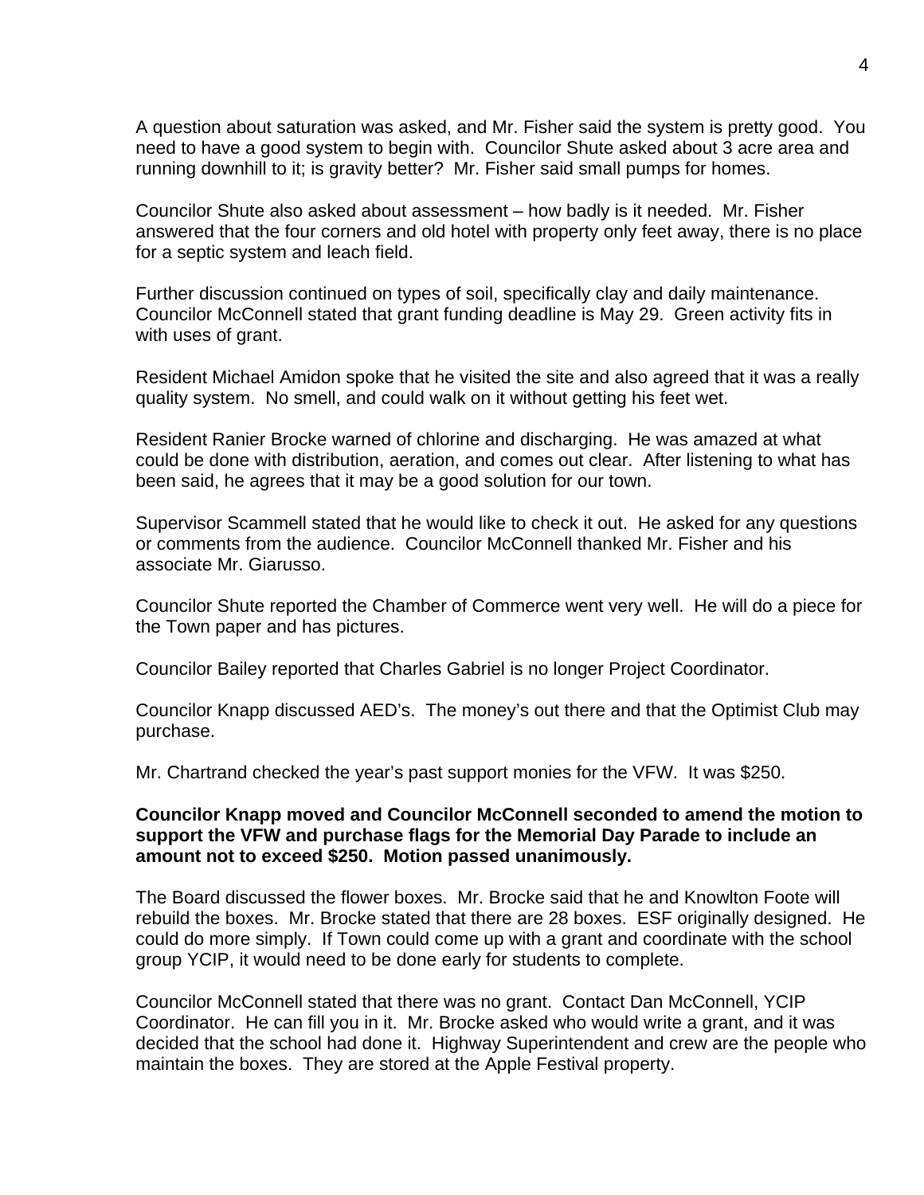A question about saturation was asked, and Mr. Fisher said the system is pretty good. You need to have a good system to begin with. Councilor Shute asked about 3 acre area and running downhill to it; is gravity better? Mr. Fisher said small pumps for homes.

Councilor Shute also asked about assessment – how badly is it needed. Mr. Fisher answered that the four corners and old hotel with property only feet away, there is no place for a septic system and leach field.

Further discussion continued on types of soil, specifically clay and daily maintenance. Councilor McConnell stated that grant funding deadline is May 29. Green activity fits in with uses of grant.

Resident Michael Amidon spoke that he visited the site and also agreed that it was a really quality system. No smell, and could walk on it without getting his feet wet.

Resident Ranier Brocke warned of chlorine and discharging. He was amazed at what could be done with distribution, aeration, and comes out clear. After listening to what has been said, he agrees that it may be a good solution for our town.

Supervisor Scammell stated that he would like to check it out. He asked for any questions or comments from the audience. Councilor McConnell thanked Mr. Fisher and his associate Mr. Giarusso.

Councilor Shute reported the Chamber of Commerce went very well. He will do a piece for the Town paper and has pictures.

Councilor Bailey reported that Charles Gabriel is no longer Project Coordinator.

Councilor Knapp discussed AED's. The money's out there and that the Optimist Club may purchase.

Mr. Chartrand checked the year's past support monies for the VFW. It was $250.

**Councilor Knapp moved and Councilor McConnell seconded to amend the motion to support the VFW and purchase flags for the Memorial Day Parade to include an amount not to exceed $250. Motion passed unanimously.**

The Board discussed the flower boxes. Mr. Brocke said that he and Knowlton Foote will rebuild the boxes. Mr. Brocke stated that there are 28 boxes. ESF originally designed. He could do more simply. If Town could come up with a grant and coordinate with the school group YCIP, it would need to be done early for students to complete.

Councilor McConnell stated that there was no grant. Contact Dan McConnell, YCIP Coordinator. He can fill you in it. Mr. Brocke asked who would write a grant, and it was decided that the school had done it. Highway Superintendent and crew are the people who maintain the boxes. They are stored at the Apple Festival property.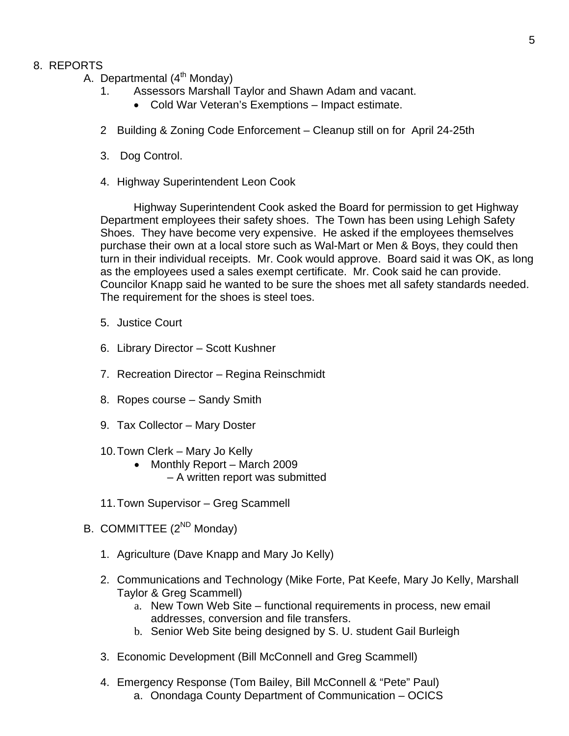8. REPORTS

A. Departmental (4th Monday)

1. Assessors Marshall Taylor and Shawn Adam and vacant.
   - Cold War Veteran's Exemptions – Impact estimate.

2 Building & Zoning Code Enforcement – Cleanup still on for April 24-25th

3. Dog Control.

4. Highway Superintendent Leon Cook

Highway Superintendent Cook asked the Board for permission to get Highway Department employees their safety shoes. The Town has been using Lehigh Safety Shoes. They have become very expensive. He asked if the employees themselves purchase their own at a local store such as Wal-Mart or Men & Boys, they could then turn in their individual receipts. Mr. Cook would approve. Board said it was OK, as long as the employees used a sales exempt certificate. Mr. Cook said he can provide. Councilor Knapp said he wanted to be sure the shoes met all safety standards needed. The requirement for the shoes is steel toes.

5. Justice Court

6. Library Director – Scott Kushner

7. Recreation Director – Regina Reinschmidt

8. Ropes course – Sandy Smith

9. Tax Collector – Mary Doster

10. Town Clerk – Mary Jo Kelly
    - Monthly Report – March 2009
      – A written report was submitted

11. Town Supervisor – Greg Scammell

B. COMMITTEE (2ND Monday)

1. Agriculture (Dave Knapp and Mary Jo Kelly)

2. Communications and Technology (Mike Forte, Pat Keefe, Mary Jo Kelly, Marshall Taylor & Greg Scammell)
   a. New Town Web Site – functional requirements in process, new email addresses, conversion and file transfers.
   b. Senior Web Site being designed by S. U. student Gail Burleigh

3. Economic Development (Bill McConnell and Greg Scammell)

4. Emergency Response (Tom Bailey, Bill McConnell & "Pete" Paul)
   a. Onondaga County Department of Communication – OCICS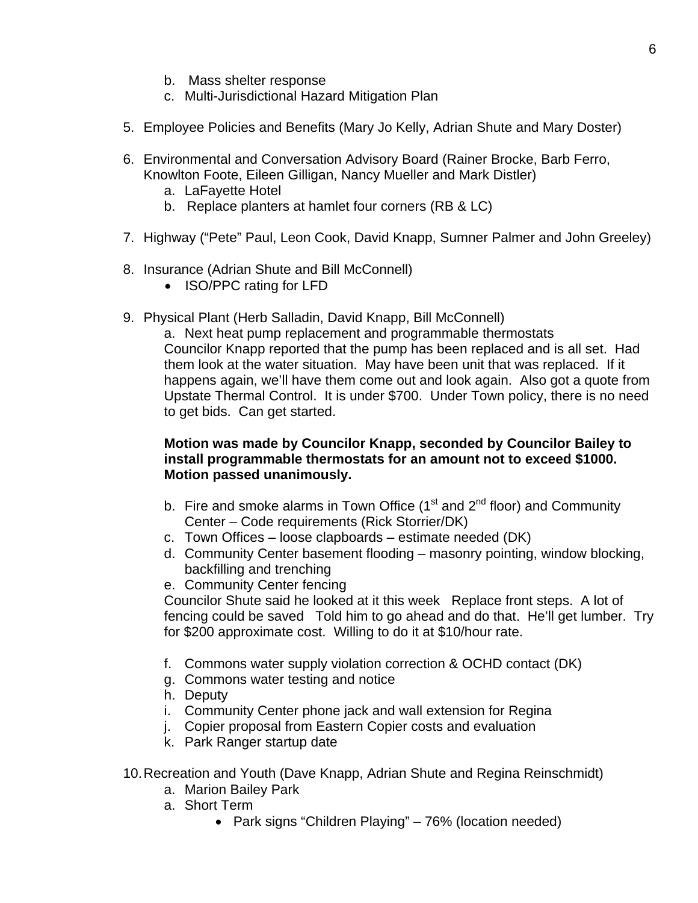b. Mass shelter response
c. Multi-Jurisdictional Hazard Mitigation Plan

5. Employee Policies and Benefits (Mary Jo Kelly, Adrian Shute and Mary Doster)

6. Environmental and Conversation Advisory Board (Rainer Brocke, Barb Ferro, Knowlton Foote, Eileen Gilligan, Nancy Mueller and Mark Distler)
   a. LaFayette Hotel
   b. Replace planters at hamlet four corners (RB & LC)

7. Highway ("Pete" Paul, Leon Cook, David Knapp, Sumner Palmer and John Greeley)

8. Insurance (Adrian Shute and Bill McConnell)
   - ISO/PPC rating for LFD

9. Physical Plant (Herb Salladin, David Knapp, Bill McConnell)

   a. Next heat pump replacement and programmable thermostats
   Councilor Knapp reported that the pump has been replaced and is all set. Had them look at the water situation. May have been unit that was replaced. If it happens again, we'll have them come out and look again. Also got a quote from Upstate Thermal Control. It is under $700. Under Town policy, there is no need to get bids. Can get started.

   **Motion was made by Councilor Knapp, seconded by Councilor Bailey to install programmable thermostats for an amount not to exceed $1000. Motion passed unanimously.**

   b. Fire and smoke alarms in Town Office (1st and 2nd floor) and Community Center – Code requirements (Rick Storrier/DK)
   c. Town Offices – loose clapboards – estimate needed (DK)
   d. Community Center basement flooding – masonry pointing, window blocking, backfilling and trenching
   e. Community Center fencing
   Councilor Shute said he looked at it this week Replace front steps. A lot of fencing could be saved Told him to go ahead and do that. He'll get lumber. Try for $200 approximate cost. Willing to do it at $10/hour rate.

   f. Commons water supply violation correction & OCHD contact (DK)
   g. Commons water testing and notice
   h. Deputy
   i. Community Center phone jack and wall extension for Regina
   j. Copier proposal from Eastern Copier costs and evaluation
   k. Park Ranger startup date

10. Recreation and Youth (Dave Knapp, Adrian Shute and Regina Reinschmidt)
    a. Marion Bailey Park
    a. Short Term
       - Park signs "Children Playing" – 76% (location needed)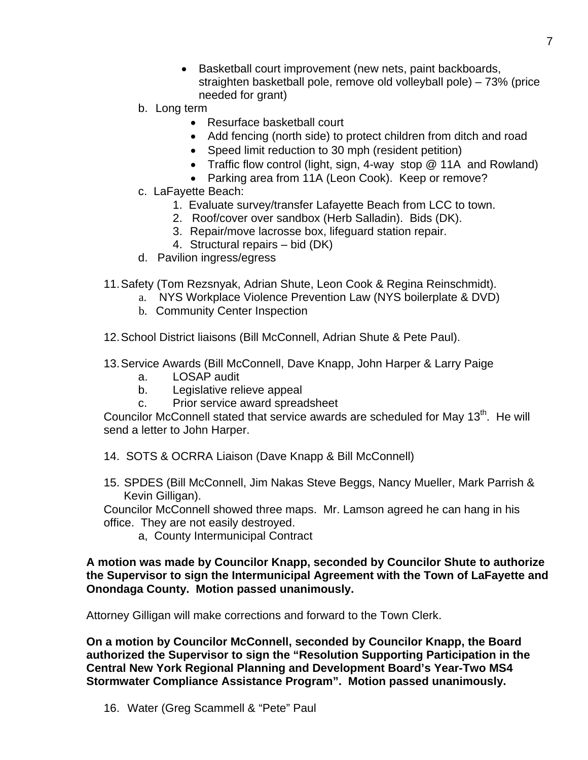- Basketball court improvement (new nets, paint backboards, straighten basketball pole, remove old volleyball pole) – 73% (price needed for grant)

b. Long term
- Resurface basketball court
- Add fencing (north side) to protect children from ditch and road
- Speed limit reduction to 30 mph (resident petition)
- Traffic flow control (light, sign, 4-way stop @ 11A and Rowland)
- Parking area from 11A (Leon Cook). Keep or remove?

c. LaFayette Beach:
1. Evaluate survey/transfer Lafayette Beach from LCC to town.
2. Roof/cover over sandbox (Herb Salladin). Bids (DK).
3. Repair/move lacrosse box, lifeguard station repair.
4. Structural repairs – bid (DK)

d. Pavilion ingress/egress

11. Safety (Tom Rezsnyak, Adrian Shute, Leon Cook & Regina Reinschmidt).
    a. NYS Workplace Violence Prevention Law (NYS boilerplate & DVD)
    b. Community Center Inspection

12. School District liaisons (Bill McConnell, Adrian Shute & Pete Paul).

13. Service Awards (Bill McConnell, Dave Knapp, John Harper & Larry Paige
    a. LOSAP audit
    b. Legislative relieve appeal
    c. Prior service award spreadsheet

Councilor McConnell stated that service awards are scheduled for May 13th. He will send a letter to John Harper.

14. SOTS & OCRRA Liaison (Dave Knapp & Bill McConnell)

15. SPDES (Bill McConnell, Jim Nakas Steve Beggs, Nancy Mueller, Mark Parrish & Kevin Gilligan).

Councilor McConnell showed three maps. Mr. Lamson agreed he can hang in his office. They are not easily destroyed.

a, County Intermunicipal Contract

**A motion was made by Councilor Knapp, seconded by Councilor Shute to authorize the Supervisor to sign the Intermunicipal Agreement with the Town of LaFayette and Onondaga County. Motion passed unanimously.**

Attorney Gilligan will make corrections and forward to the Town Clerk.

**On a motion by Councilor McConnell, seconded by Councilor Knapp, the Board authorized the Supervisor to sign the "Resolution Supporting Participation in the Central New York Regional Planning and Development Board's Year-Two MS4 Stormwater Compliance Assistance Program". Motion passed unanimously.**

16. Water (Greg Scammell & "Pete" Paul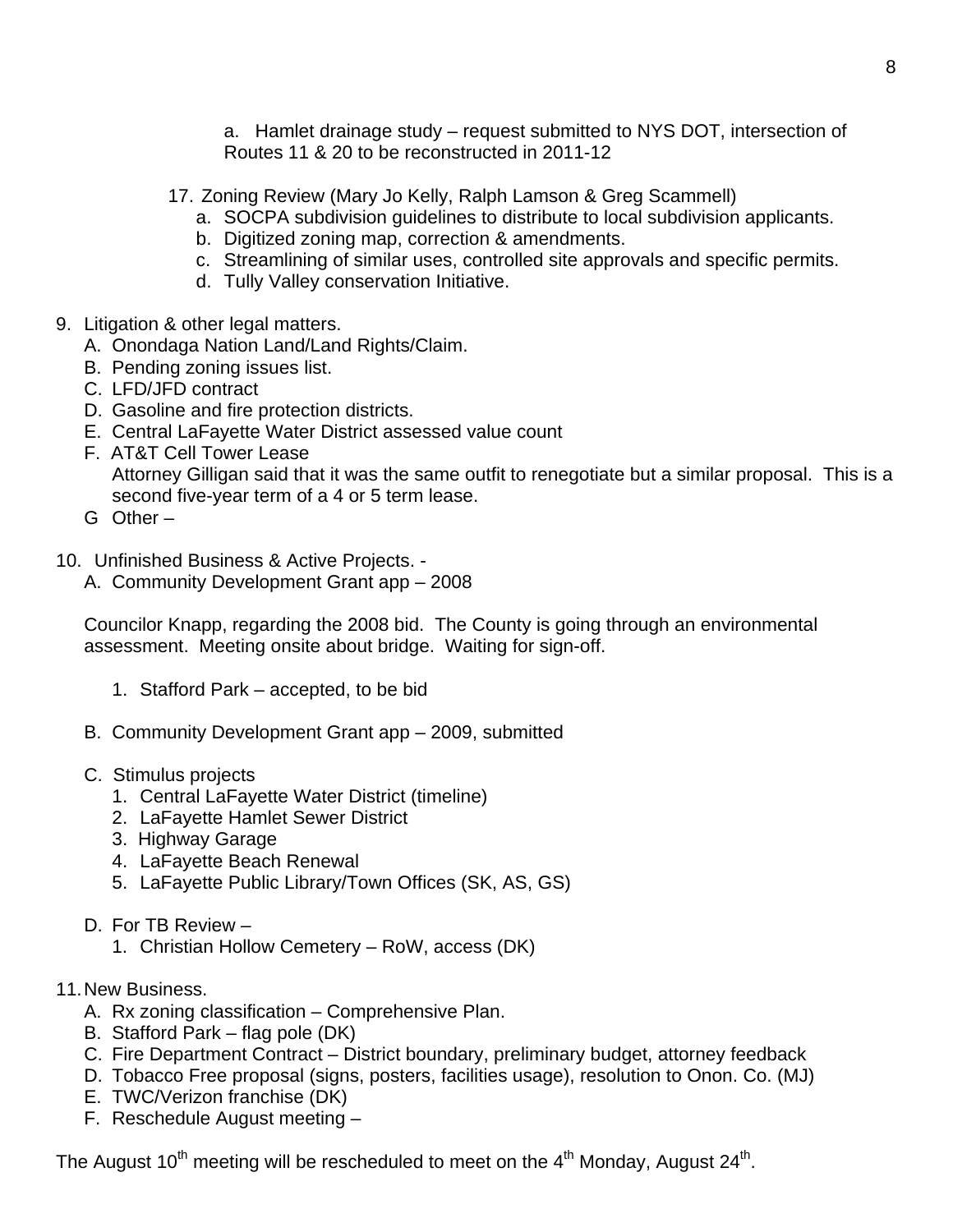a. Hamlet drainage study – request submitted to NYS DOT, intersection of Routes 11 & 20 to be reconstructed in 2011-12

17. Zoning Review (Mary Jo Kelly, Ralph Lamson & Greg Scammell)
    a. SOCPA subdivision guidelines to distribute to local subdivision applicants.
    b. Digitized zoning map, correction & amendments.
    c. Streamlining of similar uses, controlled site approvals and specific permits.
    d. Tully Valley conservation Initiative.

9. Litigation & other legal matters.
   A. Onondaga Nation Land/Land Rights/Claim.
   B. Pending zoning issues list.
   C. LFD/JFD contract
   D. Gasoline and fire protection districts.
   E. Central LaFayette Water District assessed value count
   F. AT&T Cell Tower Lease
   Attorney Gilligan said that it was the same outfit to renegotiate but a similar proposal. This is a second five-year term of a 4 or 5 term lease.
   G Other –

10. Unfinished Business & Active Projects. -
    A. Community Development Grant app – 2008

    Councilor Knapp, regarding the 2008 bid. The County is going through an environmental assessment. Meeting onsite about bridge. Waiting for sign-off.

    1. Stafford Park – accepted, to be bid

    B. Community Development Grant app – 2009, submitted

    C. Stimulus projects
       1. Central LaFayette Water District (timeline)
       2. LaFayette Hamlet Sewer District
       3. Highway Garage
       4. LaFayette Beach Renewal
       5. LaFayette Public Library/Town Offices (SK, AS, GS)

    D. For TB Review –
       1. Christian Hollow Cemetery – RoW, access (DK)

11. New Business.
    A. Rx zoning classification – Comprehensive Plan.
    B. Stafford Park – flag pole (DK)
    C. Fire Department Contract – District boundary, preliminary budget, attorney feedback
    D. Tobacco Free proposal (signs, posters, facilities usage), resolution to Onon. Co. (MJ)
    E. TWC/Verizon franchise (DK)
    F. Reschedule August meeting –

The August 10th meeting will be rescheduled to meet on the 4th Monday, August 24th.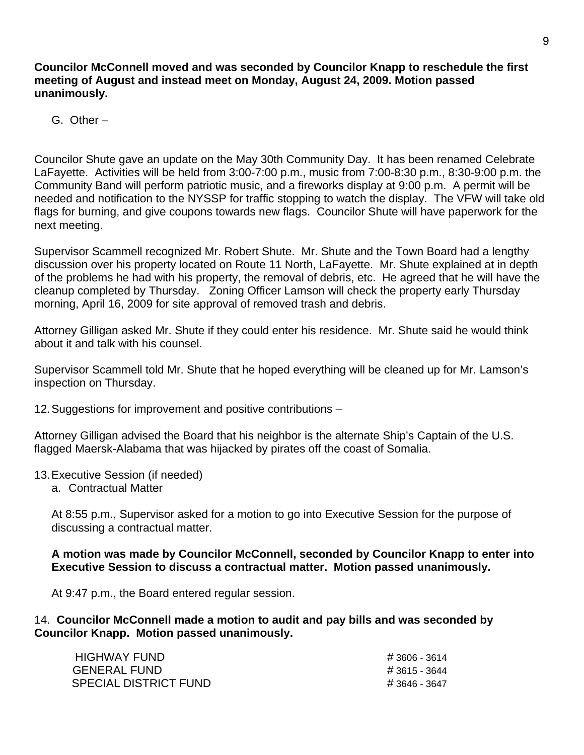**Councilor McConnell moved and was seconded by Councilor Knapp to reschedule the first meeting of August and instead meet on Monday, August 24, 2009. Motion passed unanimously.**

G. Other –

Councilor Shute gave an update on the May 30th Community Day. It has been renamed Celebrate LaFayette. Activities will be held from 3:00-7:00 p.m., music from 7:00-8:30 p.m., 8:30-9:00 p.m. the Community Band will perform patriotic music, and a fireworks display at 9:00 p.m. A permit will be needed and notification to the NYSSP for traffic stopping to watch the display. The VFW will take old flags for burning, and give coupons towards new flags. Councilor Shute will have paperwork for the next meeting.

Supervisor Scammell recognized Mr. Robert Shute. Mr. Shute and the Town Board had a lengthy discussion over his property located on Route 11 North, LaFayette. Mr. Shute explained at in depth of the problems he had with his property, the removal of debris, etc. He agreed that he will have the cleanup completed by Thursday. Zoning Officer Lamson will check the property early Thursday morning, April 16, 2009 for site approval of removed trash and debris.

Attorney Gilligan asked Mr. Shute if they could enter his residence. Mr. Shute said he would think about it and talk with his counsel.

Supervisor Scammell told Mr. Shute that he hoped everything will be cleaned up for Mr. Lamson's inspection on Thursday.

12. Suggestions for improvement and positive contributions –

Attorney Gilligan advised the Board that his neighbor is the alternate Ship's Captain of the U.S. flagged Maersk-Alabama that was hijacked by pirates off the coast of Somalia.

13. Executive Session (if needed)
    a. Contractual Matter

At 8:55 p.m., Supervisor asked for a motion to go into Executive Session for the purpose of discussing a contractual matter.

**A motion was made by Councilor McConnell, seconded by Councilor Knapp to enter into Executive Session to discuss a contractual matter. Motion passed unanimously.**

At 9:47 p.m., the Board entered regular session.

14. **Councilor McConnell made a motion to audit and pay bills and was seconded by Councilor Knapp. Motion passed unanimously.**

| | |
|---|---|
| HIGHWAY FUND | # 3606 - 3614 |
| GENERAL FUND | # 3615 - 3644 |
| SPECIAL DISTRICT FUND | # 3646 - 3647 |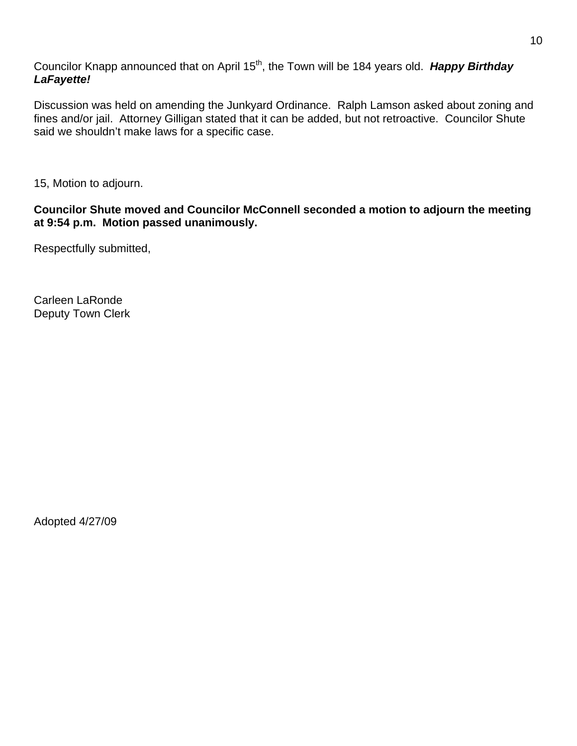Councilor Knapp announced that on April 15th, the Town will be 184 years old. ***Happy Birthday LaFayette!***

Discussion was held on amending the Junkyard Ordinance. Ralph Lamson asked about zoning and fines and/or jail. Attorney Gilligan stated that it can be added, but not retroactive. Councilor Shute said we shouldn't make laws for a specific case.

15, Motion to adjourn.

**Councilor Shute moved and Councilor McConnell seconded a motion to adjourn the meeting at 9:54 p.m. Motion passed unanimously.**

Respectfully submitted,

Carleen LaRonde
Deputy Town Clerk

Adopted 4/27/09